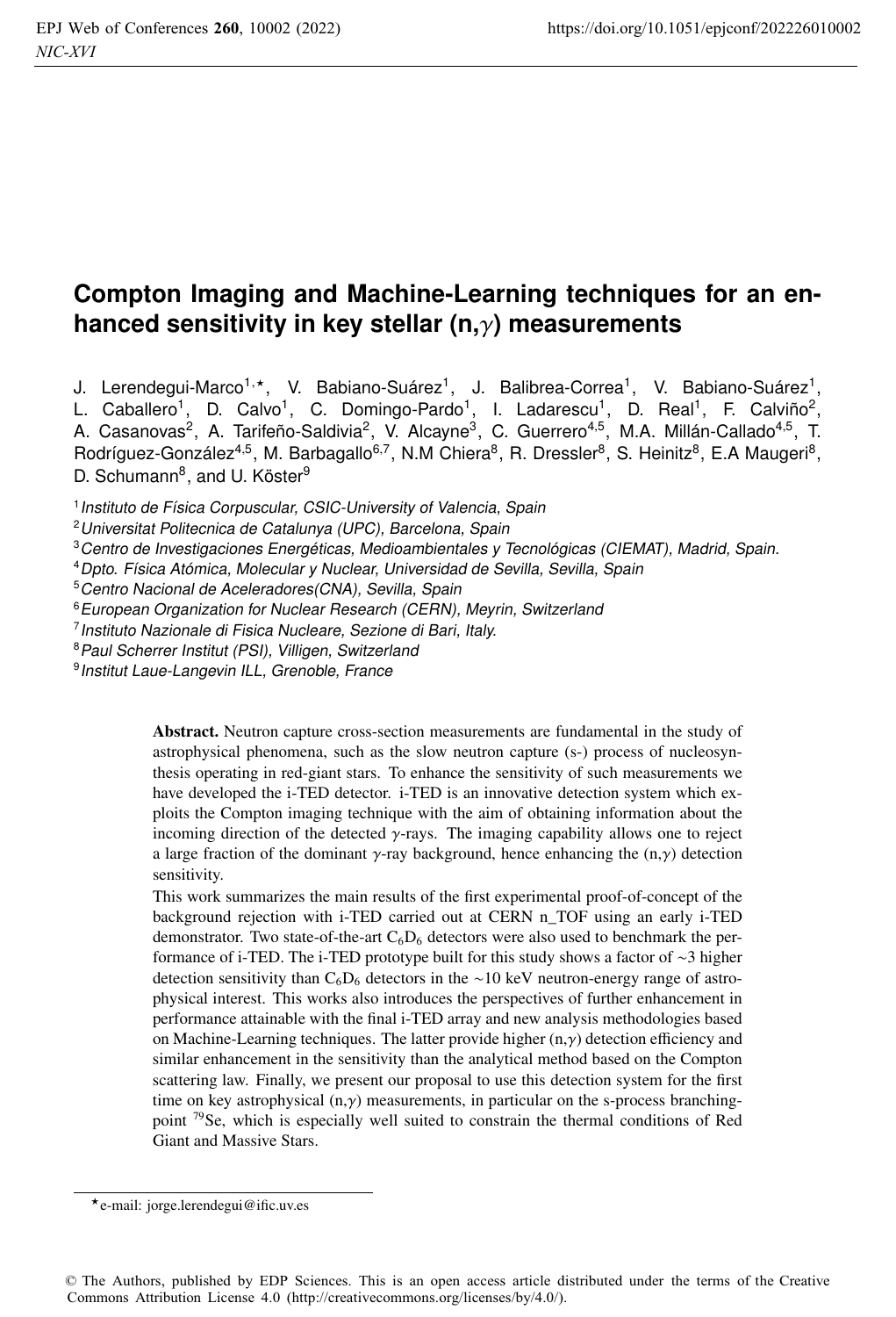# Compton Imaging and Machine-Learning techniques for an enhanced sensitivity in key stellar (n,$\gamma$) measurements

J. Lerendegui-Marco[1,⋆], V. Babiano-Suárez[1], J. Balibrea-Correa[1], V. Babiano-Suárez[1], L. Caballero[1], D. Calvo[1], C. Domingo-Pardo[1], I. Ladarescu[1], D. Real[1], F. Calviño[2], A. Casanovas[2], A. Tarifeño-Saldivia[2], V. Alcayne[3], C. Guerrero[4,5], M.A. Millán-Callado[4,5], T. Rodríguez-González[4,5], M. Barbagallo[6,7], N.M Chiera[8], R. Dressler[8], S. Heinitz[8], E.A Maugeri[8], D. Schumann[8], and U. Köster[9]

[1] *Instituto de Física Corpuscular, CSIC-University of Valencia, Spain*
[2] *Universitat Politecnica de Catalunya (UPC), Barcelona, Spain*
[3] *Centro de Investigaciones Energéticas, Medioambientales y Tecnológicas (CIEMAT), Madrid, Spain.*
[4] *Dpto. Física Atómica, Molecular y Nuclear, Universidad de Sevilla, Sevilla, Spain*
[5] *Centro Nacional de Aceleradores(CNA), Sevilla, Spain*
[6] *European Organization for Nuclear Research (CERN), Meyrin, Switzerland*
[7] *Instituto Nazionale di Fisica Nucleare, Sezione di Bari, Italy.*
[8] *Paul Scherrer Institut (PSI), Villigen, Switzerland*
[9] *Institut Laue-Langevin ILL, Grenoble, France*

**Abstract.** Neutron capture cross-section measurements are fundamental in the study of astrophysical phenomena, such as the slow neutron capture (s-) process of nucleosynthesis operating in red-giant stars. To enhance the sensitivity of such measurements we have developed the i-TED detector. i-TED is an innovative detection system which exploits the Compton imaging technique with the aim of obtaining information about the incoming direction of the detected $\gamma$-rays. The imaging capability allows one to reject a large fraction of the dominant $\gamma$-ray background, hence enhancing the (n,$\gamma$) detection sensitivity.
This work summarizes the main results of the first experimental proof-of-concept of the background rejection with i-TED carried out at CERN n_TOF using an early i-TED demonstrator. Two state-of-the-art $C_6D_6$ detectors were also used to benchmark the performance of i-TED. The i-TED prototype built for this study shows a factor of ~3 higher detection sensitivity than $C_6D_6$ detectors in the ~10 keV neutron-energy range of astrophysical interest. This works also introduces the perspectives of further enhancement in performance attainable with the final i-TED array and new analysis methodologies based on Machine-Learning techniques. The latter provide higher (n,$\gamma$) detection efficiency and similar enhancement in the sensitivity than the analytical method based on the Compton scattering law. Finally, we present our proposal to use this detection system for the first time on key astrophysical (n,$\gamma$) measurements, in particular on the s-process branching-point $^{79}$Se, which is especially well suited to constrain the thermal conditions of Red Giant and Massive Stars.

⋆e-mail: jorge.lerendegui@ific.uv.es

© The Authors, published by EDP Sciences. This is an open access article distributed under the terms of the Creative Commons Attribution License 4.0 (http://creativecommons.org/licenses/by/4.0/).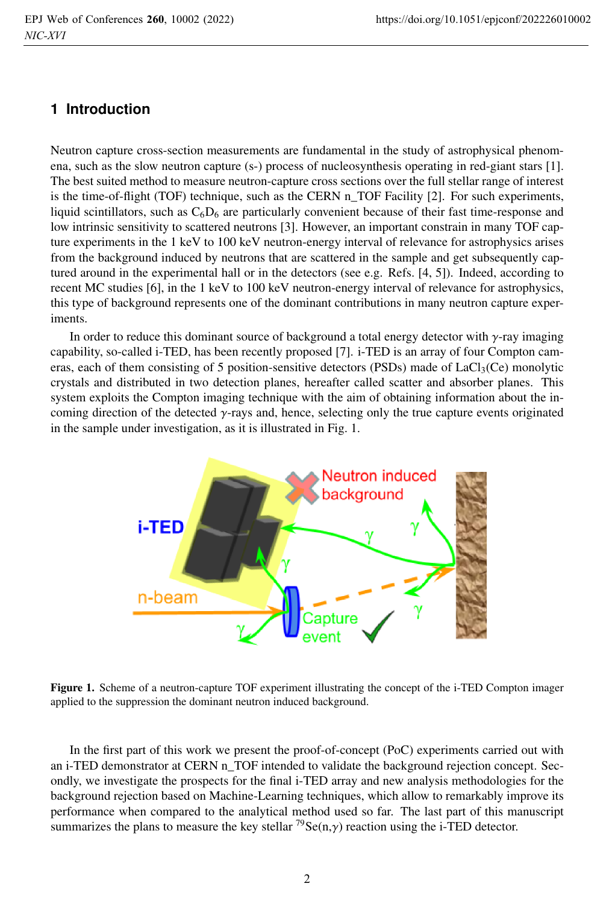## 1 Introduction

Neutron capture cross-section measurements are fundamental in the study of astrophysical phenomena, such as the slow neutron capture (s-) process of nucleosynthesis operating in red-giant stars [1]. The best suited method to measure neutron-capture cross sections over the full stellar range of interest is the time-of-flight (TOF) technique, such as the CERN n_TOF Facility [2]. For such experiments, liquid scintillators, such as $C_6D_6$ are particularly convenient because of their fast time-response and low intrinsic sensitivity to scattered neutrons [3]. However, an important constrain in many TOF capture experiments in the 1 keV to 100 keV neutron-energy interval of relevance for astrophysics arises from the background induced by neutrons that are scattered in the sample and get subsequently captured around in the experimental hall or in the detectors (see e.g. Refs. [4, 5]). Indeed, according to recent MC studies [6], in the 1 keV to 100 keV neutron-energy interval of relevance for astrophysics, this type of background represents one of the dominant contributions in many neutron capture experiments.

In order to reduce this dominant source of background a total energy detector with $\gamma$-ray imaging capability, so-called i-TED, has been recently proposed [7]. i-TED is an array of four Compton cameras, each of them consisting of 5 position-sensitive detectors (PSDs) made of $LaCl_3$(Ce) monolytic crystals and distributed in two detection planes, hereafter called scatter and absorber planes. This system exploits the Compton imaging technique with the aim of obtaining information about the incoming direction of the detected $\gamma$-rays and, hence, selecting only the true capture events originated in the sample under investigation, as it is illustrated in Fig. 1.

**Figure 1.** Scheme of a neutron-capture TOF experiment illustrating the concept of the i-TED Compton imager applied to the suppression the dominant neutron induced background.

In the first part of this work we present the proof-of-concept (PoC) experiments carried out with an i-TED demonstrator at CERN n_TOF intended to validate the background rejection concept. Secondly, we investigate the prospects for the final i-TED array and new analysis methodologies for the background rejection based on Machine-Learning techniques, which allow to remarkably improve its performance when compared to the analytical method used so far. The last part of this manuscript summarizes the plans to measure the key stellar $^{79}$Se(n,$\gamma$) reaction using the i-TED detector.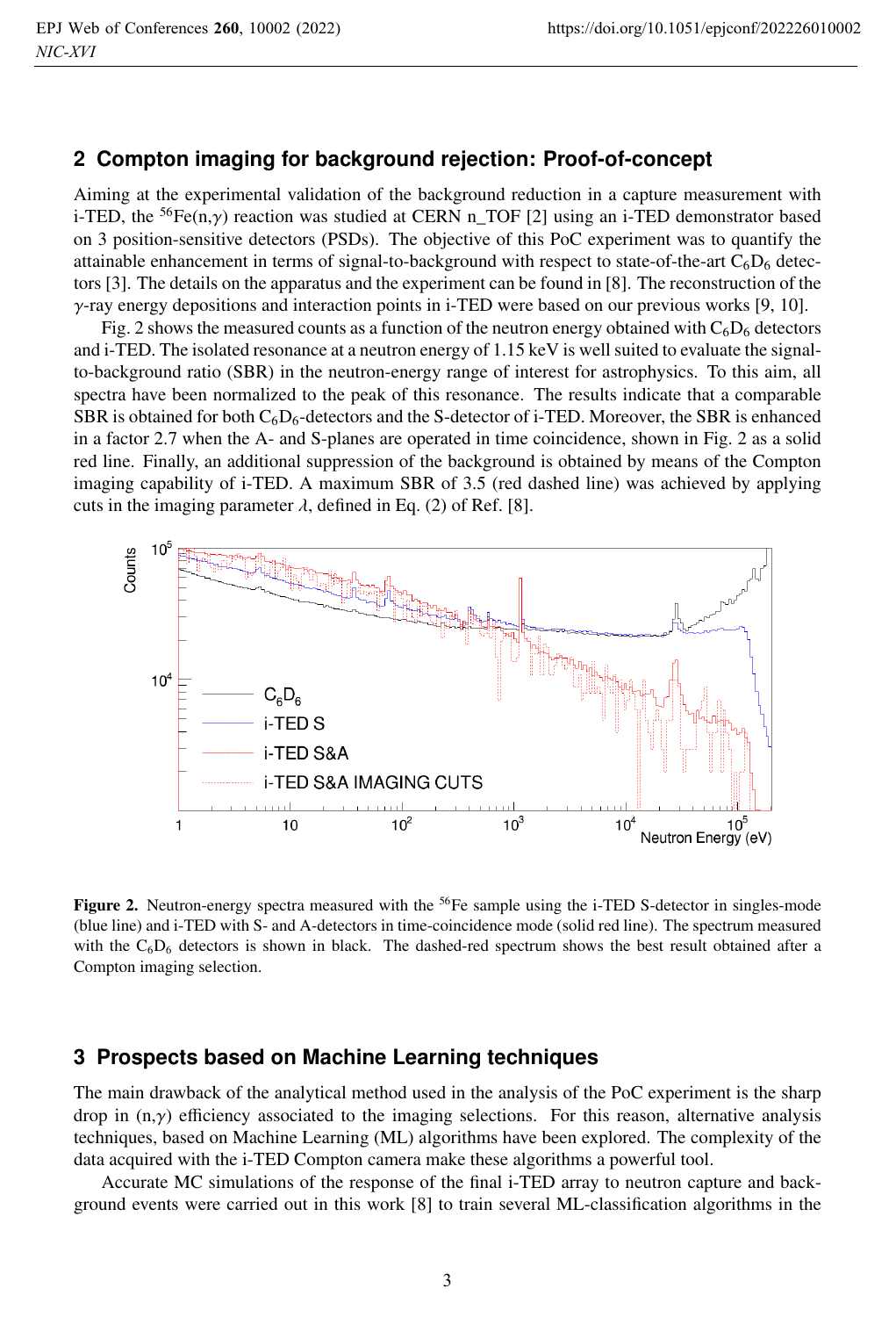## 2 Compton imaging for background rejection: Proof-of-concept

Aiming at the experimental validation of the background reduction in a capture measurement with i-TED, the $^{56}$Fe(n,$\gamma$) reaction was studied at CERN n_TOF [2] using an i-TED demonstrator based on 3 position-sensitive detectors (PSDs). The objective of this PoC experiment was to quantify the attainable enhancement in terms of signal-to-background with respect to state-of-the-art $C_6D_6$ detectors [3]. The details on the apparatus and the experiment can be found in [8]. The reconstruction of the $\gamma$-ray energy depositions and interaction points in i-TED were based on our previous works [9, 10].

Fig. 2 shows the measured counts as a function of the neutron energy obtained with $C_6D_6$ detectors and i-TED. The isolated resonance at a neutron energy of 1.15 keV is well suited to evaluate the signal-to-background ratio (SBR) in the neutron-energy range of interest for astrophysics. To this aim, all spectra have been normalized to the peak of this resonance. The results indicate that a comparable SBR is obtained for both $C_6D_6$-detectors and the S-detector of i-TED. Moreover, the SBR is enhanced in a factor 2.7 when the A- and S-planes are operated in time coincidence, shown in Fig. 2 as a solid red line. Finally, an additional suppression of the background is obtained by means of the Compton imaging capability of i-TED. A maximum SBR of 3.5 (red dashed line) was achieved by applying cuts in the imaging parameter $\lambda$, defined in Eq. (2) of Ref. [8].

**Figure 2.** Neutron-energy spectra measured with the $^{56}$Fe sample using the i-TED S-detector in singles-mode (blue line) and i-TED with S- and A-detectors in time-coincidence mode (solid red line). The spectrum measured with the $C_6D_6$ detectors is shown in black. The dashed-red spectrum shows the best result obtained after a Compton imaging selection.

## 3 Prospects based on Machine Learning techniques

The main drawback of the analytical method used in the analysis of the PoC experiment is the sharp drop in (n,$\gamma$) efficiency associated to the imaging selections. For this reason, alternative analysis techniques, based on Machine Learning (ML) algorithms have been explored. The complexity of the data acquired with the i-TED Compton camera make these algorithms a powerful tool.

Accurate MC simulations of the response of the final i-TED array to neutron capture and background events were carried out in this work [8] to train several ML-classification algorithms in the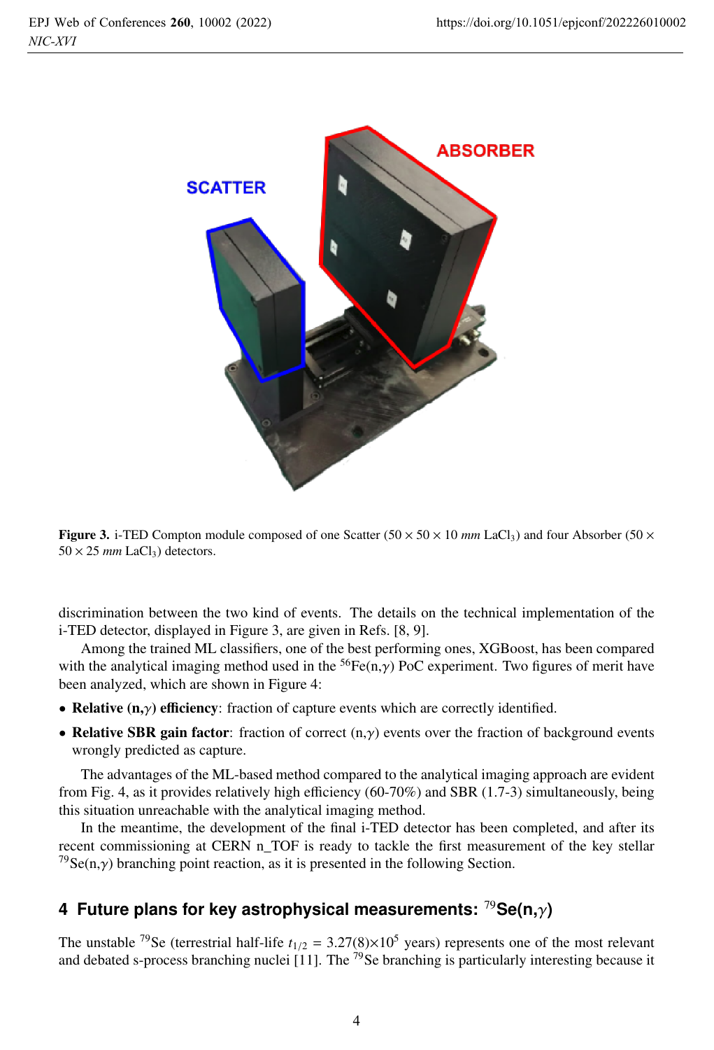Figure 3. i-TED Compton module composed of one Scatter ($50 \times 50 \times 10$ *mm* $LaCl_3$) and four Absorber ($50 \times 50 \times 25$ *mm* $LaCl_3$) detectors.

discrimination between the two kind of events. The details on the technical implementation of the i-TED detector, displayed in Figure 3, are given in Refs. [8, 9].

Among the trained ML classifiers, one of the best performing ones, XGBoost, has been compared with the analytical imaging method used in the $^{56}$Fe(n,$\gamma$) PoC experiment. Two figures of merit have been analyzed, which are shown in Figure 4:

- **Relative (n,$\gamma$) efficiency**: fraction of capture events which are correctly identified.
- **Relative SBR gain factor**: fraction of correct (n,$\gamma$) events over the fraction of background events wrongly predicted as capture.

The advantages of the ML-based method compared to the analytical imaging approach are evident from Fig. 4, as it provides relatively high efficiency (60-70%) and SBR (1.7-3) simultaneously, being this situation unreachable with the analytical imaging method.

In the meantime, the development of the final i-TED detector has been completed, and after its recent commissioning at CERN n_TOF is ready to tackle the first measurement of the key stellar $^{79}$Se(n,$\gamma$) branching point reaction, as it is presented in the following Section.

## 4 Future plans for key astrophysical measurements: $^{79}$Se(n,$\gamma$)

The unstable $^{79}$Se (terrestrial half-life $t_{1/2}$ = 3.27(8)$\times 10^5$ years) represents one of the most relevant and debated s-process branching nuclei [11]. The $^{79}$Se branching is particularly interesting because it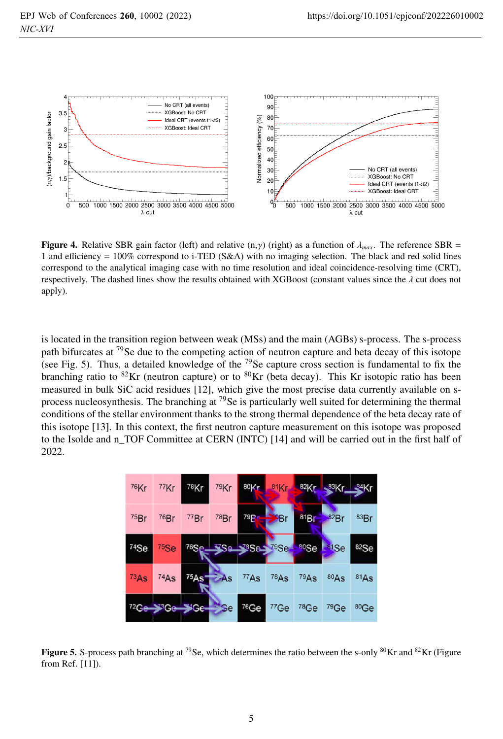**Figure 4.** Relative SBR gain factor (left) and relative (n,$\gamma$) (right) as a function of $\lambda_{max}$. The reference SBR = 1 and efficiency = 100% correspond to i-TED (S&A) with no imaging selection. The black and red solid lines correspond to the analytical imaging case with no time resolution and ideal coincidence-resolving time (CRT), respectively. The dashed lines show the results obtained with XGBoost (constant values since the $\lambda$ cut does not apply).

is located in the transition region between weak (MSs) and the main (AGBs) s-process. The s-process path bifurcates at $^{79}$Se due to the competing action of neutron capture and beta decay of this isotope (see Fig. 5). Thus, a detailed knowledge of the $^{79}$Se capture cross section is fundamental to fix the branching ratio to $^{82}$Kr (neutron capture) or to $^{80}$Kr (beta decay). This Kr isotopic ratio has been measured in bulk SiC acid residues [12], which give the most precise data currently available on s-process nucleosynthesis. The branching at $^{79}$Se is particularly well suited for determining the thermal conditions of the stellar environment thanks to the strong thermal dependence of the beta decay rate of this isotope [13]. In this context, the first neutron capture measurement on this isotope was proposed to the Isolde and n_TOF Committee at CERN (INTC) [14] and will be carried out in the first half of 2022.

**Figure 5.** S-process path branching at $^{79}$Se, which determines the ratio between the s-only $^{80}$Kr and $^{82}$Kr (Figure from Ref. [11]).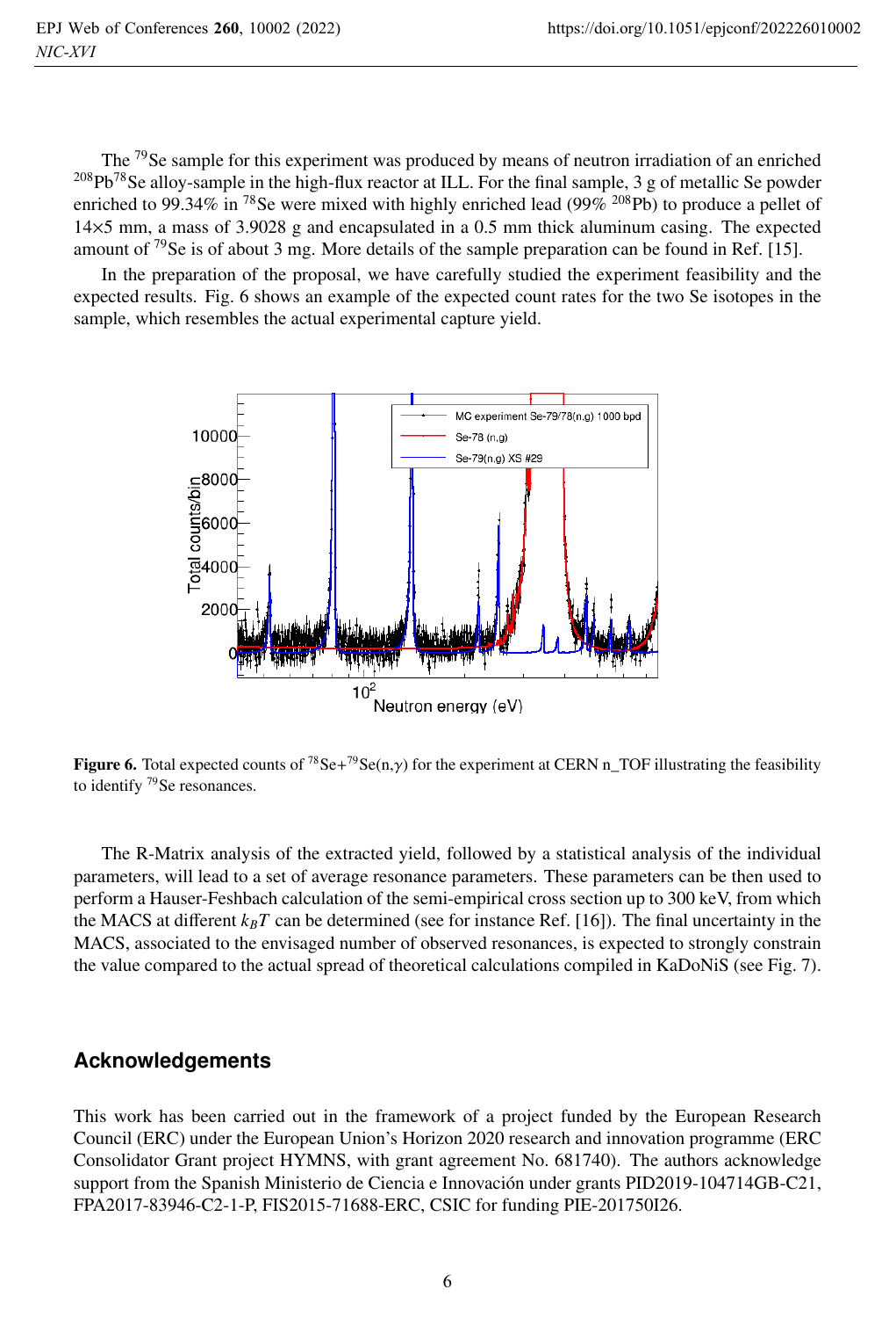The $^{79}$Se sample for this experiment was produced by means of neutron irradiation of an enriched $^{208}$Pb$^{78}$Se alloy-sample in the high-flux reactor at ILL. For the final sample, 3 g of metallic Se powder enriched to 99.34% in $^{78}$Se were mixed with highly enriched lead (99% $^{208}$Pb) to produce a pellet of 14×5 mm, a mass of 3.9028 g and encapsulated in a 0.5 mm thick aluminum casing. The expected amount of $^{79}$Se is of about 3 mg. More details of the sample preparation can be found in Ref. [15].

In the preparation of the proposal, we have carefully studied the experiment feasibility and the expected results. Fig. 6 shows an example of the expected count rates for the two Se isotopes in the sample, which resembles the actual experimental capture yield.

**Figure 6.** Total expected counts of $^{78}$Se+$^{79}$Se(n,$\gamma$) for the experiment at CERN n_TOF illustrating the feasibility to identify $^{79}$Se resonances.

The R-Matrix analysis of the extracted yield, followed by a statistical analysis of the individual parameters, will lead to a set of average resonance parameters. These parameters can be then used to perform a Hauser-Feshbach calculation of the semi-empirical cross section up to 300 keV, from which the MACS at different $k_BT$ can be determined (see for instance Ref. [16]). The final uncertainty in the MACS, associated to the envisaged number of observed resonances, is expected to strongly constrain the value compared to the actual spread of theoretical calculations compiled in KaDoNiS (see Fig. 7).

## Acknowledgements

This work has been carried out in the framework of a project funded by the European Research Council (ERC) under the European Union's Horizon 2020 research and innovation programme (ERC Consolidator Grant project HYMNS, with grant agreement No. 681740). The authors acknowledge support from the Spanish Ministerio de Ciencia e Innovación under grants PID2019-104714GB-C21, FPA2017-83946-C2-1-P, FIS2015-71688-ERC, CSIC for funding PIE-201750I26.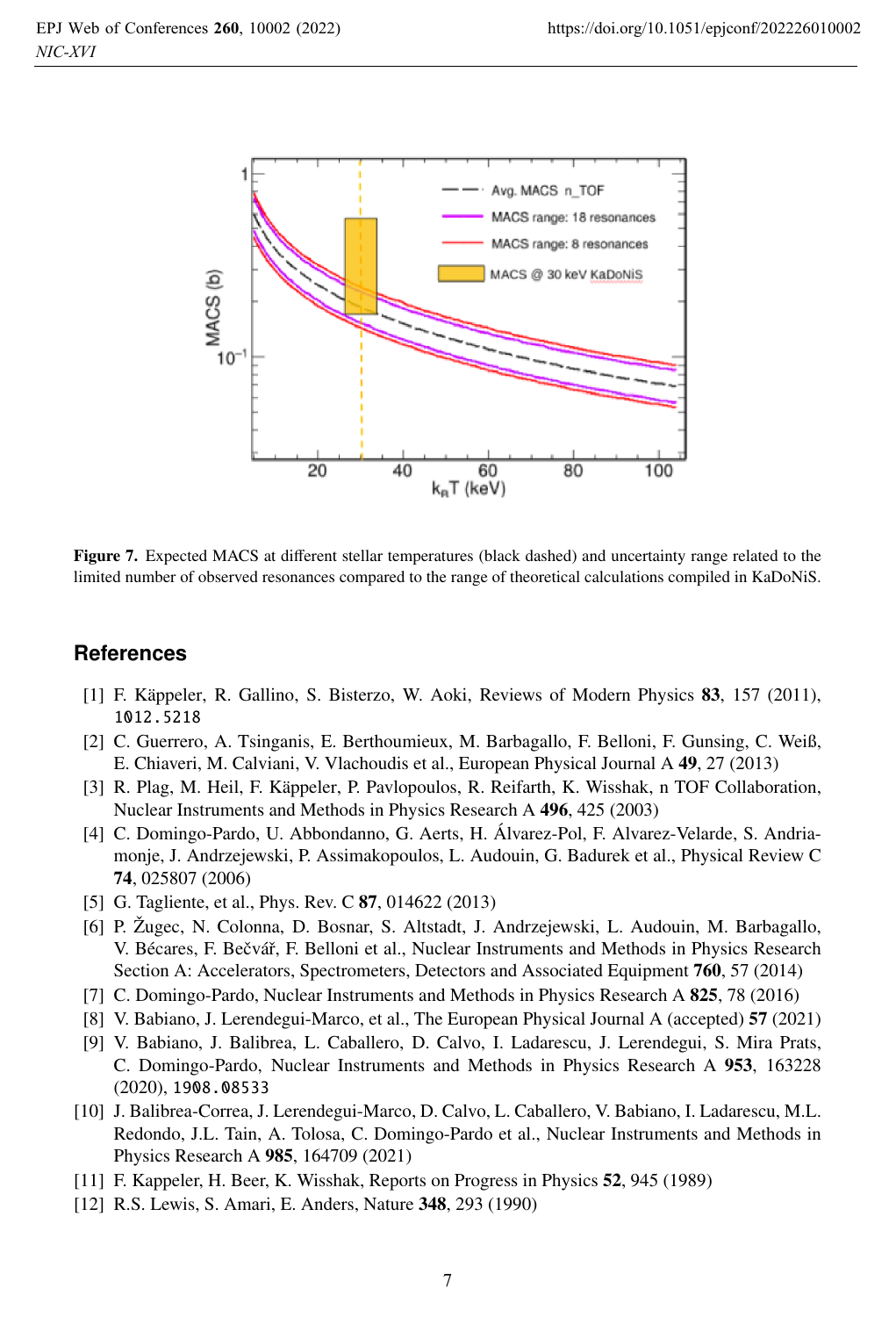**Figure 7.** Expected MACS at different stellar temperatures (black dashed) and uncertainty range related to the limited number of observed resonances compared to the range of theoretical calculations compiled in KaDoNiS.

## References

[1] F. Käppeler, R. Gallino, S. Bisterzo, W. Aoki, Reviews of Modern Physics **83**, 157 (2011), 1012.5218

[2] C. Guerrero, A. Tsinganis, E. Berthoumieux, M. Barbagallo, F. Belloni, F. Gunsing, C. Weiß, E. Chiaveri, M. Calviani, V. Vlachoudis et al., European Physical Journal A **49**, 27 (2013)

[3] R. Plag, M. Heil, F. Käppeler, P. Pavlopoulos, R. Reifarth, K. Wisshak, n TOF Collaboration, Nuclear Instruments and Methods in Physics Research A **496**, 425 (2003)

[4] C. Domingo-Pardo, U. Abbondanno, G. Aerts, H. Álvarez-Pol, F. Alvarez-Velarde, S. Andriamonje, J. Andrzejewski, P. Assimakopoulos, L. Audouin, G. Badurek et al., Physical Review C **74**, 025807 (2006)

[5] G. Tagliente, et al., Phys. Rev. C **87**, 014622 (2013)

[6] P. Žugec, N. Colonna, D. Bosnar, S. Altstadt, J. Andrzejewski, L. Audouin, M. Barbagallo, V. Bécares, F. Bečvář, F. Belloni et al., Nuclear Instruments and Methods in Physics Research Section A: Accelerators, Spectrometers, Detectors and Associated Equipment **760**, 57 (2014)

[7] C. Domingo-Pardo, Nuclear Instruments and Methods in Physics Research A **825**, 78 (2016)

[8] V. Babiano, J. Lerendegui-Marco, et al., The European Physical Journal A (accepted) **57** (2021)

[9] V. Babiano, J. Balibrea, L. Caballero, D. Calvo, I. Ladarescu, J. Lerendegui, S. Mira Prats, C. Domingo-Pardo, Nuclear Instruments and Methods in Physics Research A **953**, 163228 (2020), 1908.08533

[10] J. Balibrea-Correa, J. Lerendegui-Marco, D. Calvo, L. Caballero, V. Babiano, I. Ladarescu, M.L. Redondo, J.L. Tain, A. Tolosa, C. Domingo-Pardo et al., Nuclear Instruments and Methods in Physics Research A **985**, 164709 (2021)

[11] F. Kappeler, H. Beer, K. Wisshak, Reports on Progress in Physics **52**, 945 (1989)

[12] R.S. Lewis, S. Amari, E. Anders, Nature **348**, 293 (1990)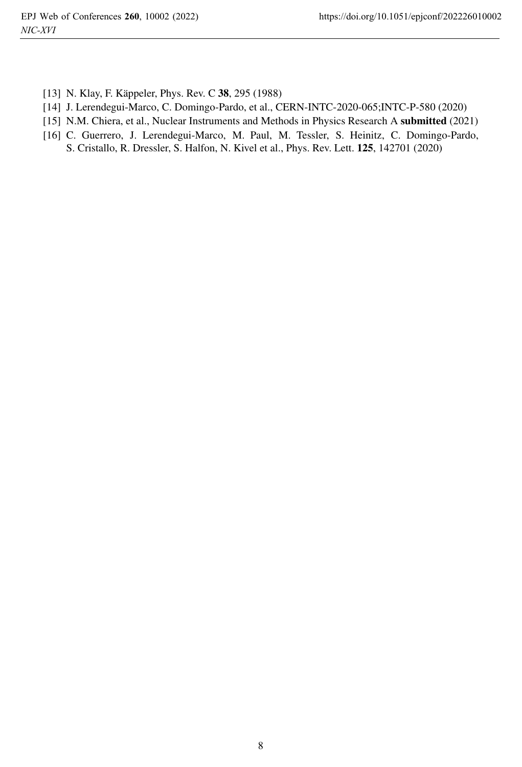[13] N. Klay, F. Käppeler, Phys. Rev. C **38**, 295 (1988)

[14] J. Lerendegui-Marco, C. Domingo-Pardo, et al., CERN-INTC-2020-065;INTC-P-580 (2020)

[15] N.M. Chiera, et al., Nuclear Instruments and Methods in Physics Research A **submitted** (2021)

[16] C. Guerrero, J. Lerendegui-Marco, M. Paul, M. Tessler, S. Heinitz, C. Domingo-Pardo, S. Cristallo, R. Dressler, S. Halfon, N. Kivel et al., Phys. Rev. Lett. **125**, 142701 (2020)